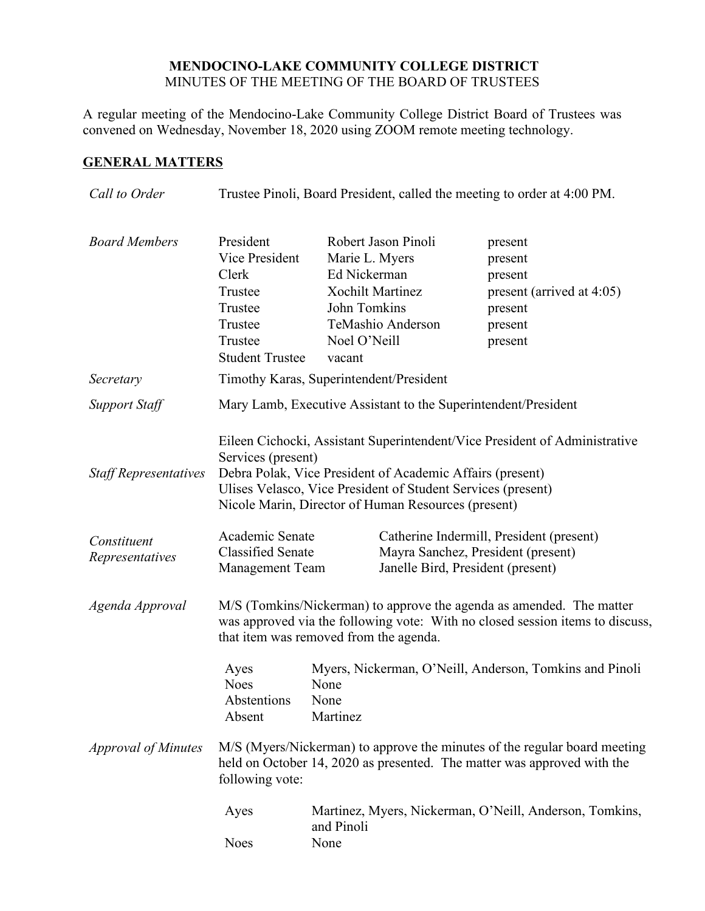**MENDOCINO-LAKE COMMUNITY COLLEGE DISTRICT**
MINUTES OF THE MEETING OF THE BOARD OF TRUSTEES

A regular meeting of the Mendocino-Lake Community College District Board of Trustees was convened on Wednesday, November 18, 2020 using ZOOM remote meeting technology.

## GENERAL MATTERS

*Call to Order* — Trustee Pinoli, Board President, called the meeting to order at 4:00 PM.

*Board Members*

| | | |
|---|---|---|
| President | Robert Jason Pinoli | present |
| Vice President | Marie L. Myers | present |
| Clerk | Ed Nickerman | present |
| Trustee | Xochilt Martinez | present (arrived at 4:05) |
| Trustee | John Tomkins | present |
| Trustee | TeMashio Anderson | present |
| Trustee | Noel O'Neill | present |
| Student Trustee | vacant | |

*Secretary* — Timothy Karas, Superintendent/President

*Support Staff* — Mary Lamb, Executive Assistant to the Superintendent/President

*Staff Representatives*

Eileen Cichocki, Assistant Superintendent/Vice President of Administrative Services (present)
Debra Polak, Vice President of Academic Affairs (present)
Ulises Velasco, Vice President of Student Services (present)
Nicole Marin, Director of Human Resources (present)

*Constituent Representatives*

| | |
|---|---|
| Academic Senate | Catherine Indermill, President (present) |
| Classified Senate | Mayra Sanchez, President (present) |
| Management Team | Janelle Bird, President (present) |

*Agenda Approval* — M/S (Tomkins/Nickerman) to approve the agenda as amended. The matter was approved via the following vote: With no closed session items to discuss, that item was removed from the agenda.

| | |
|---|---|
| Ayes | Myers, Nickerman, O'Neill, Anderson, Tomkins and Pinoli |
| Noes | None |
| Abstentions | None |
| Absent | Martinez |

*Approval of Minutes* — M/S (Myers/Nickerman) to approve the minutes of the regular board meeting held on October 14, 2020 as presented. The matter was approved with the following vote:

| | |
|---|---|
| Ayes | Martinez, Myers, Nickerman, O'Neill, Anderson, Tomkins, and Pinoli |
| Noes | None |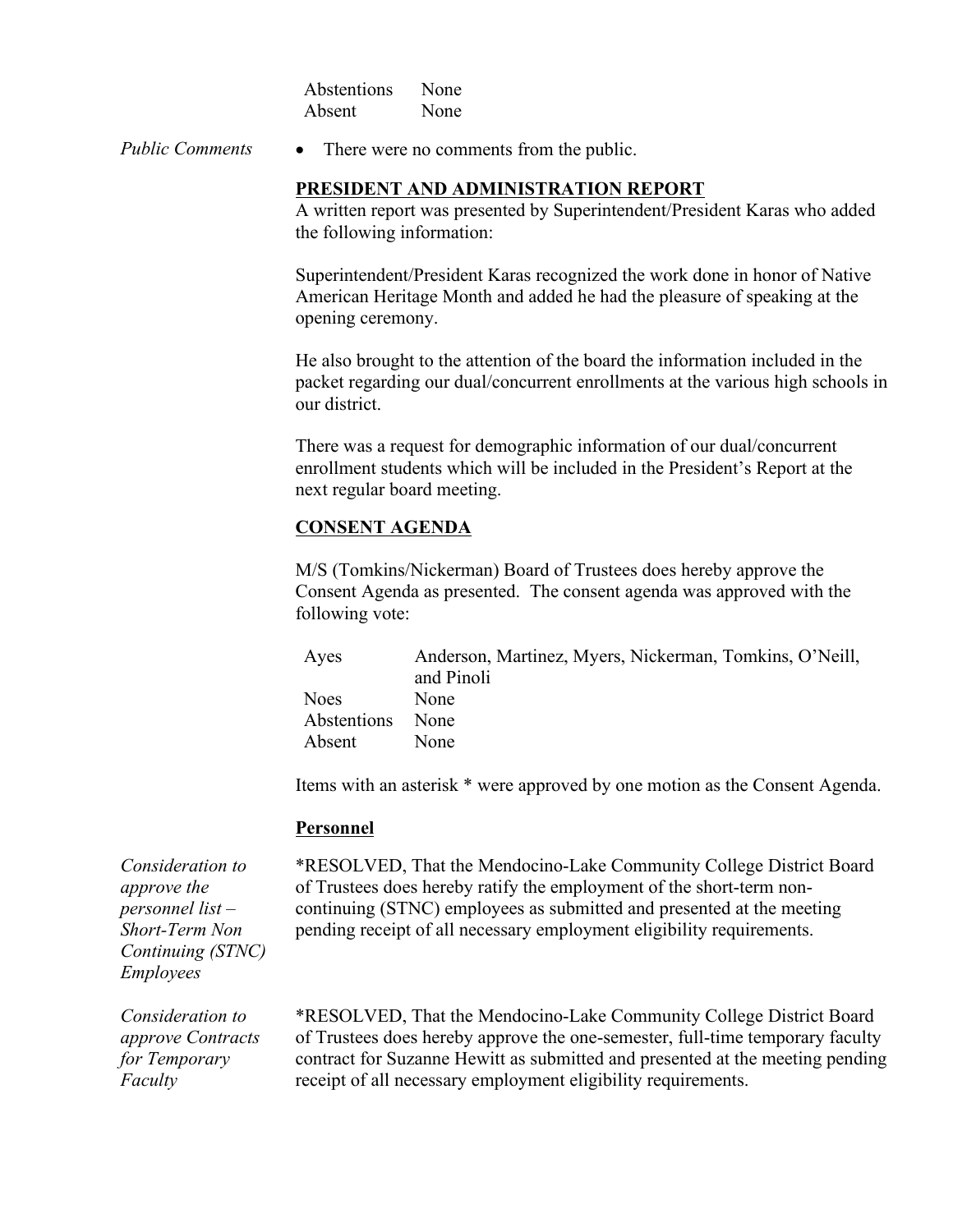| | |
|---|---|
| Abstentions | None |
| Absent | None |

*Public Comments*

- There were no comments from the public.

## PRESIDENT AND ADMINISTRATION REPORT

A written report was presented by Superintendent/President Karas who added the following information:

Superintendent/President Karas recognized the work done in honor of Native American Heritage Month and added he had the pleasure of speaking at the opening ceremony.

He also brought to the attention of the board the information included in the packet regarding our dual/concurrent enrollments at the various high schools in our district.

There was a request for demographic information of our dual/concurrent enrollment students which will be included in the President's Report at the next regular board meeting.

## CONSENT AGENDA

M/S (Tomkins/Nickerman) Board of Trustees does hereby approve the Consent Agenda as presented. The consent agenda was approved with the following vote:

| | |
|---|---|
| Ayes | Anderson, Martinez, Myers, Nickerman, Tomkins, O'Neill, and Pinoli |
| Noes | None |
| Abstentions | None |
| Absent | None |

Items with an asterisk * were approved by one motion as the Consent Agenda.

### Personnel

*Consideration to approve the personnel list – Short-Term Non Continuing (STNC) Employees*

*RESOLVED, That the Mendocino-Lake Community College District Board of Trustees does hereby ratify the employment of the short-term non-continuing (STNC) employees as submitted and presented at the meeting pending receipt of all necessary employment eligibility requirements.

*Consideration to approve Contracts for Temporary Faculty*

*RESOLVED, That the Mendocino-Lake Community College District Board of Trustees does hereby approve the one-semester, full-time temporary faculty contract for Suzanne Hewitt as submitted and presented at the meeting pending receipt of all necessary employment eligibility requirements.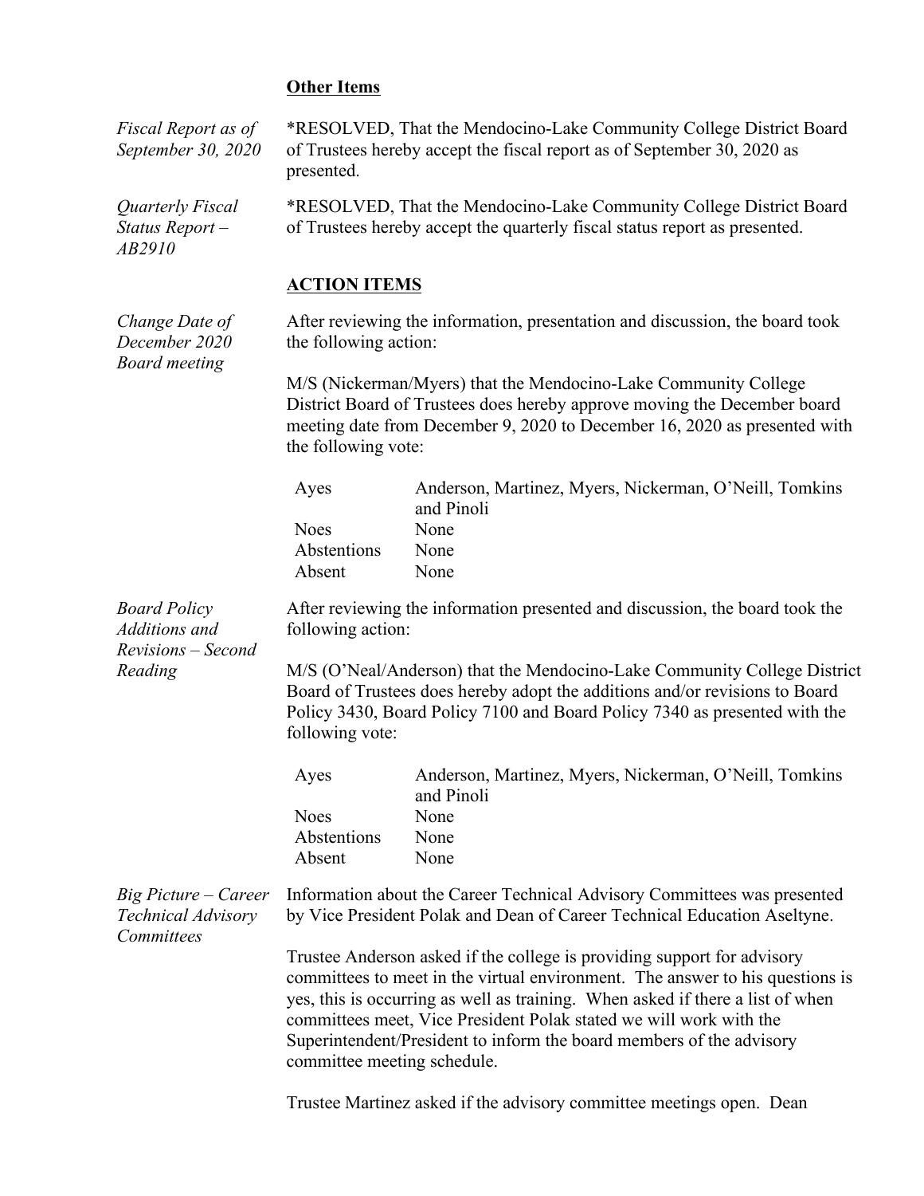**Other Items**

*Fiscal Report as of September 30, 2020*

*RESOLVED, That the Mendocino-Lake Community College District Board of Trustees hereby accept the fiscal report as of September 30, 2020 as presented.

*Quarterly Fiscal Status Report – AB2910*

*RESOLVED, That the Mendocino-Lake Community College District Board of Trustees hereby accept the quarterly fiscal status report as presented.

**ACTION ITEMS**

*Change Date of December 2020 Board meeting*

After reviewing the information, presentation and discussion, the board took the following action:

M/S (Nickerman/Myers) that the Mendocino-Lake Community College District Board of Trustees does hereby approve moving the December board meeting date from December 9, 2020 to December 16, 2020 as presented with the following vote:

| | |
|---|---|
| Ayes | Anderson, Martinez, Myers, Nickerman, O'Neill, Tomkins and Pinoli |
| Noes | None |
| Abstentions | None |
| Absent | None |

*Board Policy Additions and Revisions – Second Reading*

After reviewing the information presented and discussion, the board took the following action:

M/S (O'Neal/Anderson) that the Mendocino-Lake Community College District Board of Trustees does hereby adopt the additions and/or revisions to Board Policy 3430, Board Policy 7100 and Board Policy 7340 as presented with the following vote:

| | |
|---|---|
| Ayes | Anderson, Martinez, Myers, Nickerman, O'Neill, Tomkins and Pinoli |
| Noes | None |
| Abstentions | None |
| Absent | None |

*Big Picture – Career Technical Advisory Committees*

Information about the Career Technical Advisory Committees was presented by Vice President Polak and Dean of Career Technical Education Aseltyne.

Trustee Anderson asked if the college is providing support for advisory committees to meet in the virtual environment. The answer to his questions is yes, this is occurring as well as training. When asked if there a list of when committees meet, Vice President Polak stated we will work with the Superintendent/President to inform the board members of the advisory committee meeting schedule.

Trustee Martinez asked if the advisory committee meetings open. Dean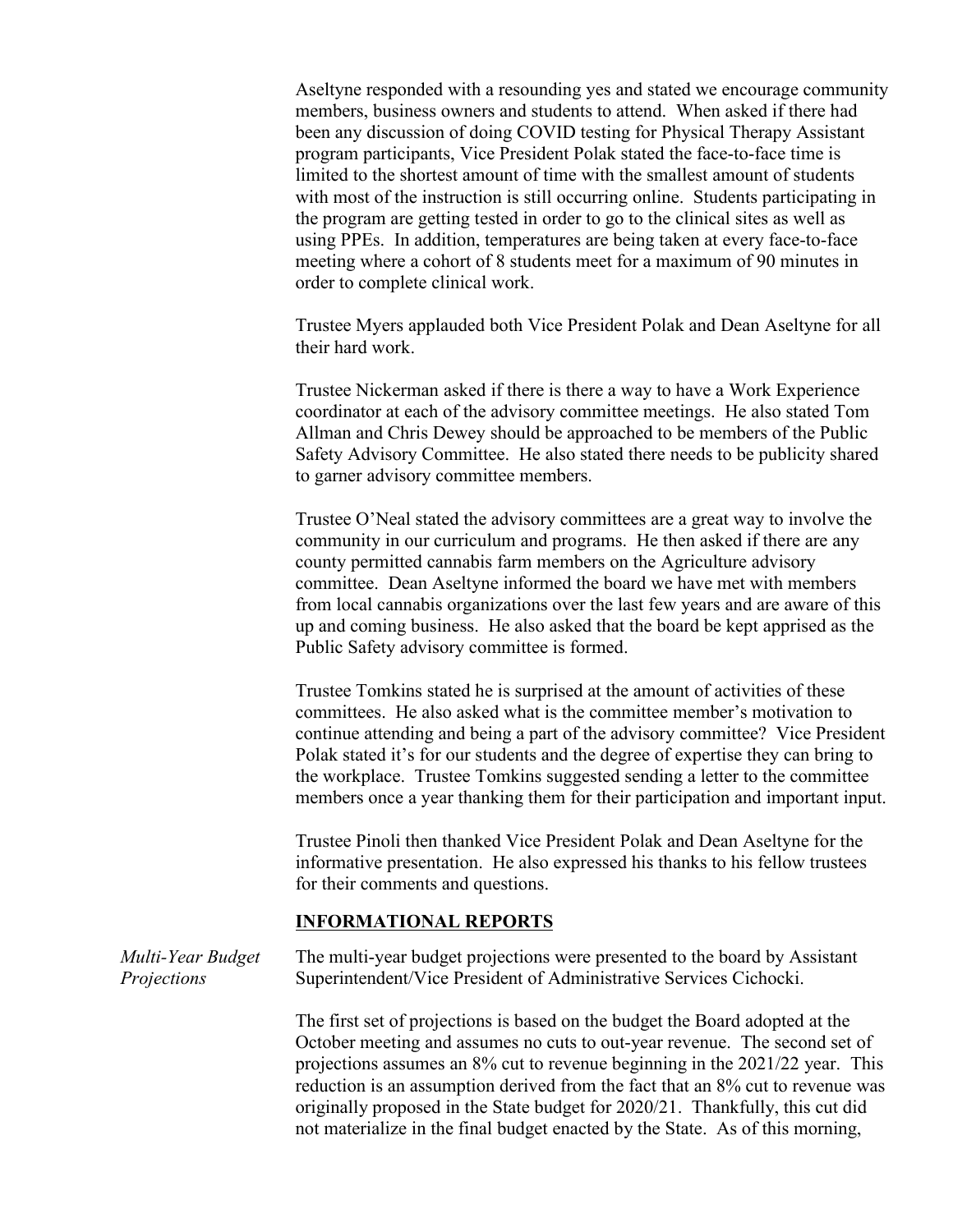Aseltyne responded with a resounding yes and stated we encourage community members, business owners and students to attend. When asked if there had been any discussion of doing COVID testing for Physical Therapy Assistant program participants, Vice President Polak stated the face-to-face time is limited to the shortest amount of time with the smallest amount of students with most of the instruction is still occurring online. Students participating in the program are getting tested in order to go to the clinical sites as well as using PPEs. In addition, temperatures are being taken at every face-to-face meeting where a cohort of 8 students meet for a maximum of 90 minutes in order to complete clinical work.

Trustee Myers applauded both Vice President Polak and Dean Aseltyne for all their hard work.

Trustee Nickerman asked if there is there a way to have a Work Experience coordinator at each of the advisory committee meetings. He also stated Tom Allman and Chris Dewey should be approached to be members of the Public Safety Advisory Committee. He also stated there needs to be publicity shared to garner advisory committee members.

Trustee O'Neal stated the advisory committees are a great way to involve the community in our curriculum and programs. He then asked if there are any county permitted cannabis farm members on the Agriculture advisory committee. Dean Aseltyne informed the board we have met with members from local cannabis organizations over the last few years and are aware of this up and coming business. He also asked that the board be kept apprised as the Public Safety advisory committee is formed.

Trustee Tomkins stated he is surprised at the amount of activities of these committees. He also asked what is the committee member's motivation to continue attending and being a part of the advisory committee? Vice President Polak stated it's for our students and the degree of expertise they can bring to the workplace. Trustee Tomkins suggested sending a letter to the committee members once a year thanking them for their participation and important input.

Trustee Pinoli then thanked Vice President Polak and Dean Aseltyne for the informative presentation. He also expressed his thanks to his fellow trustees for their comments and questions.

## INFORMATIONAL REPORTS

*Multi-Year Budget Projections*

The multi-year budget projections were presented to the board by Assistant Superintendent/Vice President of Administrative Services Cichocki.

The first set of projections is based on the budget the Board adopted at the October meeting and assumes no cuts to out-year revenue. The second set of projections assumes an 8% cut to revenue beginning in the 2021/22 year. This reduction is an assumption derived from the fact that an 8% cut to revenue was originally proposed in the State budget for 2020/21. Thankfully, this cut did not materialize in the final budget enacted by the State. As of this morning,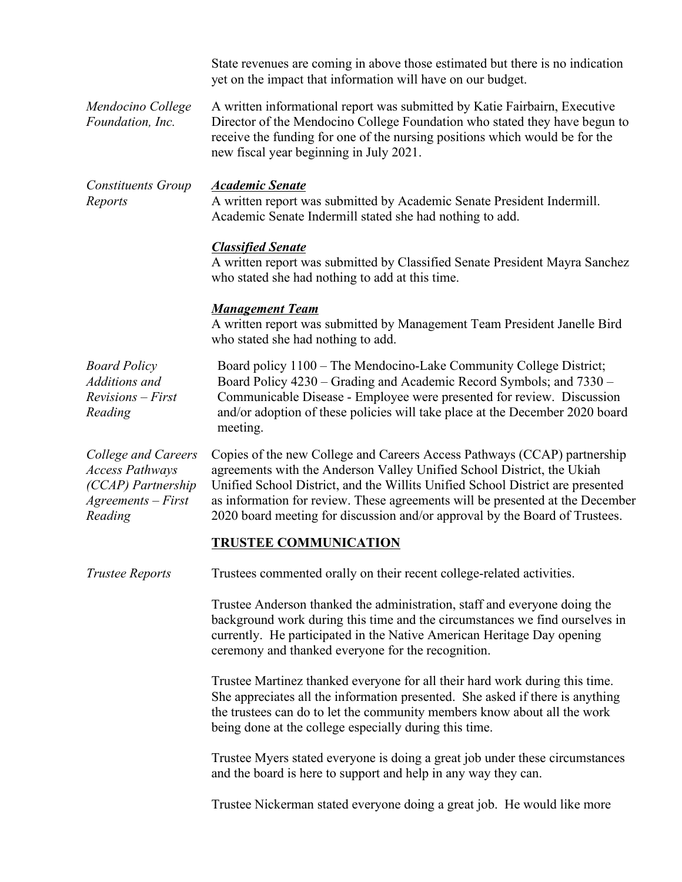State revenues are coming in above those estimated but there is no indication yet on the impact that information will have on our budget.

*Mendocino College Foundation, Inc.*

A written informational report was submitted by Katie Fairbairn, Executive Director of the Mendocino College Foundation who stated they have begun to receive the funding for one of the nursing positions which would be for the new fiscal year beginning in July 2021.

*Constituents Group Reports*

***Academic Senate***

A written report was submitted by Academic Senate President Indermill. Academic Senate Indermill stated she had nothing to add.

***Classified Senate***

A written report was submitted by Classified Senate President Mayra Sanchez who stated she had nothing to add at this time.

***Management Team***

A written report was submitted by Management Team President Janelle Bird who stated she had nothing to add.

*Board Policy Additions and Revisions – First Reading*

Board policy 1100 – The Mendocino-Lake Community College District; Board Policy 4230 – Grading and Academic Record Symbols; and 7330 – Communicable Disease - Employee were presented for review. Discussion and/or adoption of these policies will take place at the December 2020 board meeting.

*College and Careers Access Pathways (CCAP) Partnership Agreements – First Reading*

Copies of the new College and Careers Access Pathways (CCAP) partnership agreements with the Anderson Valley Unified School District, the Ukiah Unified School District, and the Willits Unified School District are presented as information for review. These agreements will be presented at the December 2020 board meeting for discussion and/or approval by the Board of Trustees.

**TRUSTEE COMMUNICATION**

*Trustee Reports*

Trustees commented orally on their recent college-related activities.

Trustee Anderson thanked the administration, staff and everyone doing the background work during this time and the circumstances we find ourselves in currently. He participated in the Native American Heritage Day opening ceremony and thanked everyone for the recognition.

Trustee Martinez thanked everyone for all their hard work during this time. She appreciates all the information presented. She asked if there is anything the trustees can do to let the community members know about all the work being done at the college especially during this time.

Trustee Myers stated everyone is doing a great job under these circumstances and the board is here to support and help in any way they can.

Trustee Nickerman stated everyone doing a great job. He would like more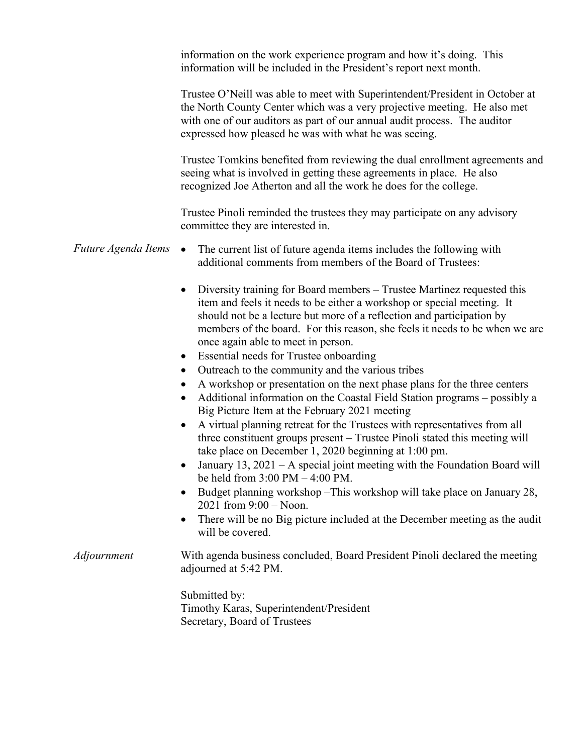information on the work experience program and how it's doing. This information will be included in the President's report next month.

Trustee O'Neill was able to meet with Superintendent/President in October at the North County Center which was a very projective meeting. He also met with one of our auditors as part of our annual audit process. The auditor expressed how pleased he was with what he was seeing.

Trustee Tomkins benefited from reviewing the dual enrollment agreements and seeing what is involved in getting these agreements in place. He also recognized Joe Atherton and all the work he does for the college.

Trustee Pinoli reminded the trustees they may participate on any advisory committee they are interested in.

*Future Agenda Items*

- The current list of future agenda items includes the following with additional comments from members of the Board of Trustees:

- Diversity training for Board members – Trustee Martinez requested this item and feels it needs to be either a workshop or special meeting. It should not be a lecture but more of a reflection and participation by members of the board. For this reason, she feels it needs to be when we are once again able to meet in person.
- Essential needs for Trustee onboarding
- Outreach to the community and the various tribes
- A workshop or presentation on the next phase plans for the three centers
- Additional information on the Coastal Field Station programs – possibly a Big Picture Item at the February 2021 meeting
- A virtual planning retreat for the Trustees with representatives from all three constituent groups present – Trustee Pinoli stated this meeting will take place on December 1, 2020 beginning at 1:00 pm.
- January 13, 2021 – A special joint meeting with the Foundation Board will be held from 3:00 PM – 4:00 PM.
- Budget planning workshop –This workshop will take place on January 28, 2021 from 9:00 – Noon.
- There will be no Big picture included at the December meeting as the audit will be covered.

*Adjournment*

With agenda business concluded, Board President Pinoli declared the meeting adjourned at 5:42 PM.

Submitted by:
Timothy Karas, Superintendent/President
Secretary, Board of Trustees